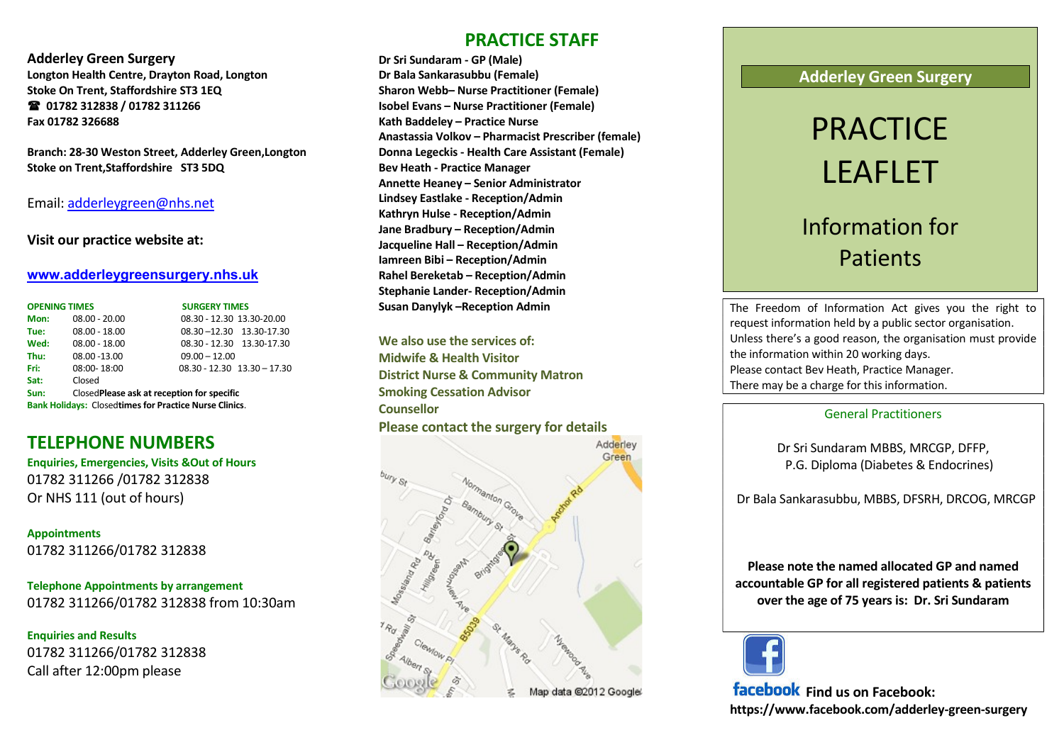**Adderley Green Surgery**
**Longton Health Centre, Drayton Road, Longton**
**Stoke On Trent, Staffordshire ST3 1EQ**
**☎ 01782 312838 / 01782 311266**
**Fax 01782 326688**

**Branch: 28-30 Weston Street, Adderley Green,Longton**
**Stoke on Trent,Staffordshire ST3 5DQ**

Email: adderleygreen@nhs.net

**Visit our practice website at:**

**www.adderleygreensurgery.nhs.uk**

| OPENING TIMES | | SURGERY TIMES |
|---|---|---|
| **Mon:** | 08.00 - 20.00 | 08.30 - 12.30 13.30-20.00 |
| **Tue:** | 08.00 - 18.00 | 08.30 –12.30 13.30-17.30 |
| **Wed:** | 08.00 - 18.00 | 08.30 - 12.30 13.30-17.30 |
| **Thu:** | 08.00 -13.00 | 09.00 – 12.00 |
| **Fri:** | 08:00- 18:00 | 08.30 - 12.30 13.30 – 17.30 |
| **Sat:** | Closed | |
| **Sun:** | Closed | **Please ask at reception for specific** |
| **Bank Holidays:** | Closed | **times for Practice Nurse Clinics.** |

## TELEPHONE NUMBERS

**Enquiries, Emergencies, Visits &Out of Hours**
01782 311266 /01782 312838
Or NHS 111 (out of hours)

**Appointments**
01782 311266/01782 312838

**Telephone Appointments by arrangement**
01782 311266/01782 312838 from 10:30am

**Enquiries and Results**
01782 311266/01782 312838
Call after 12:00pm please

## PRACTICE STAFF

**Dr Sri Sundaram - GP (Male)**
**Dr Bala Sankarasubbu (Female)**
**Sharon Webb– Nurse Practitioner (Female)**
**Isobel Evans – Nurse Practitioner (Female)**
**Kath Baddeley – Practice Nurse**
**Anastassia Volkov – Pharmacist Prescriber (female)**
**Donna Legeckis - Health Care Assistant (Female)**
**Bev Heath - Practice Manager**
**Annette Heaney – Senior Administrator**
**Lindsey Eastlake - Reception/Admin**
**Kathryn Hulse - Reception/Admin**
**Jane Bradbury – Reception/Admin**
**Jacqueline Hall – Reception/Admin**
**Iamreen Bibi – Reception/Admin**
**Rahel Bereketab – Reception/Admin**
**Stephanie Lander- Reception/Admin**
**Susan Danylyk –Reception Admin**

**We also use the services of:**
**Midwife & Health Visitor**
**District Nurse & Community Matron**
**Smoking Cessation Advisor**
**Counsellor**
**Please contact the surgery for details**

**Adderley Green Surgery**

# PRACTICE LEAFLET

## Information for Patients

The Freedom of Information Act gives you the right to request information held by a public sector organisation. Unless there's a good reason, the organisation must provide the information within 20 working days.
Please contact Bev Heath, Practice Manager.
There may be a charge for this information.

### General Practitioners

Dr Sri Sundaram MBBS, MRCGP, DFFP, P.G. Diploma (Diabetes & Endocrines)

Dr Bala Sankarasubbu, MBBS, DFSRH, DRCOG, MRCGP

**Please note the named allocated GP and named accountable GP for all registered patients & patients over the age of 75 years is: Dr. Sri Sundaram**

facebook **Find us on Facebook:**
**https://www.facebook.com/adderley-green-surgery**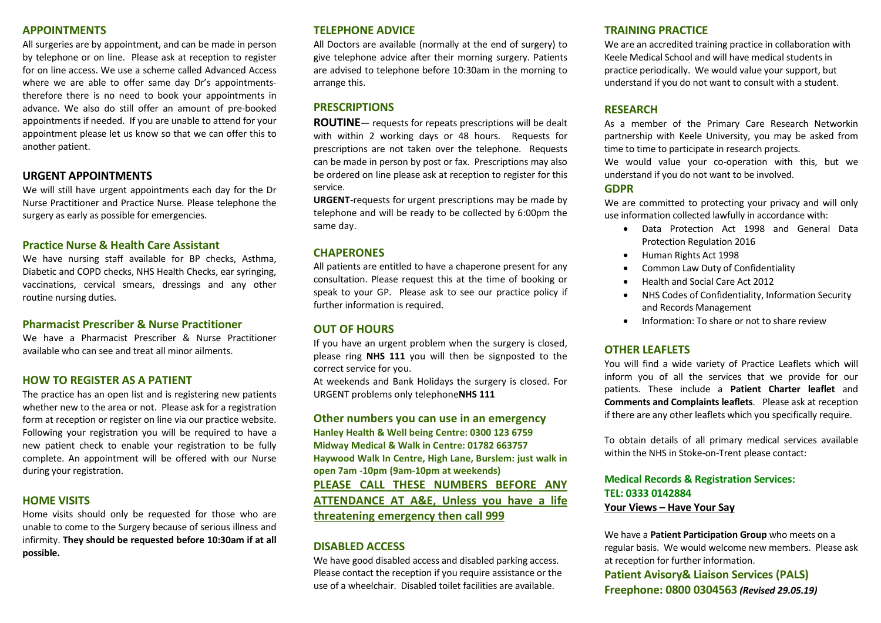## APPOINTMENTS

All surgeries are by appointment, and can be made in person by telephone or on line. Please ask at reception to register for on line access. We use a scheme called Advanced Access where we are able to offer same day Dr's appointments- therefore there is no need to book your appointments in advance. We also do still offer an amount of pre-booked appointments if needed. If you are unable to attend for your appointment please let us know so that we can offer this to another patient.

## URGENT APPOINTMENTS

We will still have urgent appointments each day for the Dr Nurse Practitioner and Practice Nurse. Please telephone the surgery as early as possible for emergencies.

## Practice Nurse & Health Care Assistant

We have nursing staff available for BP checks, Asthma, Diabetic and COPD checks, NHS Health Checks, ear syringing, vaccinations, cervical smears, dressings and any other routine nursing duties.

## Pharmacist Prescriber & Nurse Practitioner

We have a Pharmacist Prescriber & Nurse Practitioner available who can see and treat all minor ailments.

## HOW TO REGISTER AS A PATIENT

The practice has an open list and is registering new patients whether new to the area or not. Please ask for a registration form at reception or register on line via our practice website. Following your registration you will be required to have a new patient check to enable your registration to be fully complete. An appointment will be offered with our Nurse during your registration.

## HOME VISITS

Home visits should only be requested for those who are unable to come to the Surgery because of serious illness and infirmity. **They should be requested before 10:30am if at all possible.**

## TELEPHONE ADVICE

All Doctors are available (normally at the end of surgery) to give telephone advice after their morning surgery. Patients are advised to telephone before 10:30am in the morning to arrange this.

## PRESCRIPTIONS

**ROUTINE**— requests for repeats prescriptions will be dealt with within 2 working days or 48 hours. Requests for prescriptions are not taken over the telephone. Requests can be made in person by post or fax. Prescriptions may also be ordered on line please ask at reception to register for this service.

**URGENT**-requests for urgent prescriptions may be made by telephone and will be ready to be collected by 6:00pm the same day.

## CHAPERONES

All patients are entitled to have a chaperone present for any consultation. Please request this at the time of booking or speak to your GP. Please ask to see our practice policy if further information is required.

## OUT OF HOURS

If you have an urgent problem when the surgery is closed, please ring **NHS 111** you will then be signposted to the correct service for you.

At weekends and Bank Holidays the surgery is closed. For URGENT problems only telephone**NHS 111**

## Other numbers you can use in an emergency

**Hanley Health & Well being Centre: 0300 123 6759**
**Midway Medical & Walk in Centre: 01782 663757**
**Haywood Walk In Centre, High Lane, Burslem: just walk in open 7am -10pm (9am-10pm at weekends)**

**PLEASE CALL THESE NUMBERS BEFORE ANY ATTENDANCE AT A&E, Unless you have a life threatening emergency then call 999**

## DISABLED ACCESS

We have good disabled access and disabled parking access. Please contact the reception if you require assistance or the use of a wheelchair. Disabled toilet facilities are available.

## TRAINING PRACTICE

We are an accredited training practice in collaboration with Keele Medical School and will have medical students in practice periodically. We would value your support, but understand if you do not want to consult with a student.

## RESEARCH

As a member of the Primary Care Research Networkin partnership with Keele University, you may be asked from time to time to participate in research projects.

We would value your co-operation with this, but we understand if you do not want to be involved.

## GDPR

We are committed to protecting your privacy and will only use information collected lawfully in accordance with:

- Data Protection Act 1998 and General Data Protection Regulation 2016
- Human Rights Act 1998
- Common Law Duty of Confidentiality
- Health and Social Care Act 2012
- NHS Codes of Confidentiality, Information Security and Records Management
- Information: To share or not to share review

## OTHER LEAFLETS

You will find a wide variety of Practice Leaflets which will inform you of all the services that we provide for our patients. These include a **Patient Charter leaflet** and **Comments and Complaints leaflets**. Please ask at reception if there are any other leaflets which you specifically require.

To obtain details of all primary medical services available within the NHS in Stoke-on-Trent please contact:

**Medical Records & Registration Services:**
**TEL: 0333 0142884**

**Your Views – Have Your Say**

We have a **Patient Participation Group** who meets on a regular basis. We would welcome new members. Please ask at reception for further information.

**Patient Avisory& Liaison Services (PALS)**
**Freephone: 0800 0304563** ***(Revised 29.05.19)***